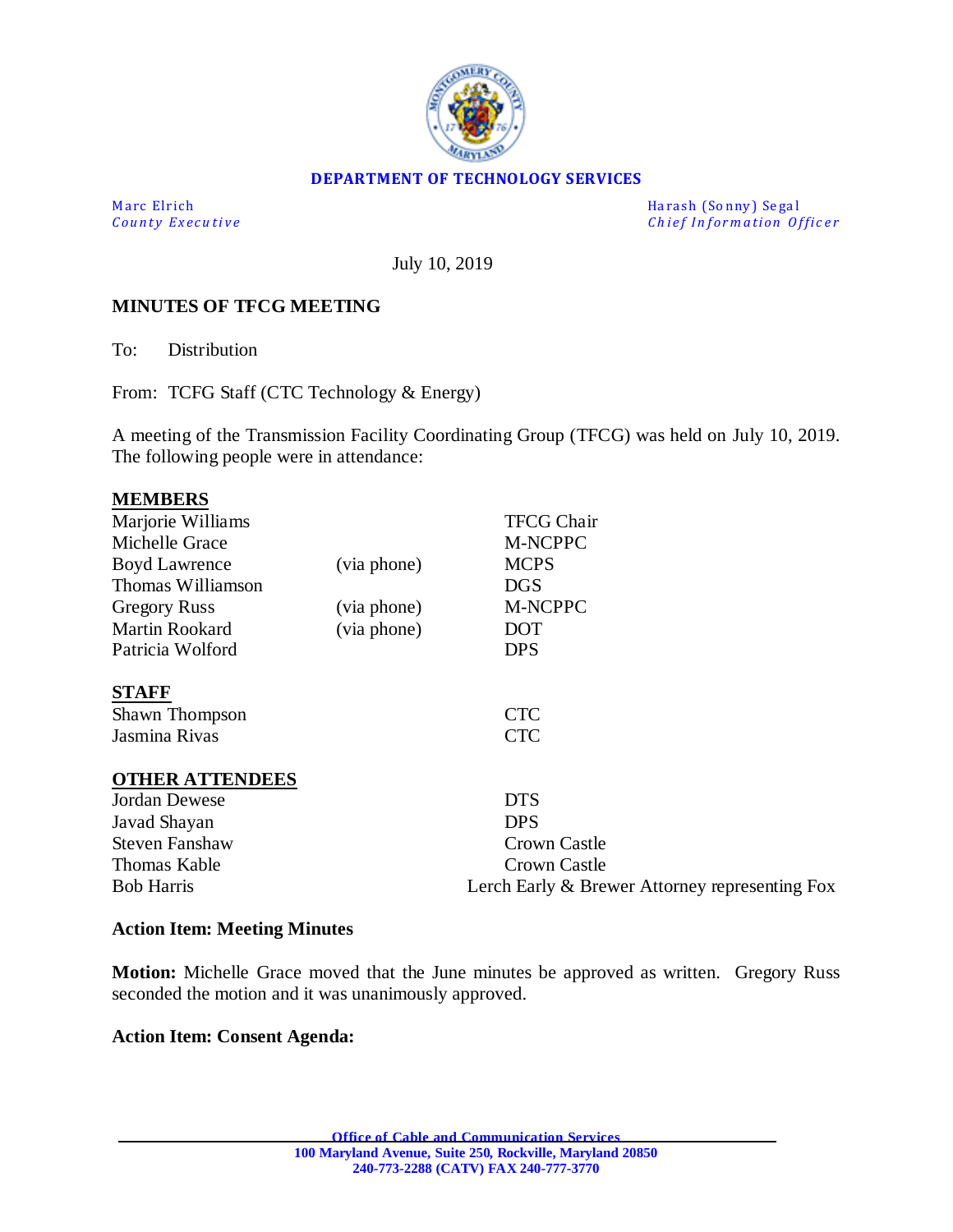**DEPARTMENT OF TECHNOLOGY SERVICES**

Marc Elrich
*County Executive*

Harash (Sonny) Segal
*Chief Information Officer*

July 10, 2019

**MINUTES OF TFCG MEETING**

To: Distribution

From: TCFG Staff (CTC Technology & Energy)

A meeting of the Transmission Facility Coordinating Group (TFCG) was held on July 10, 2019. The following people were in attendance:

**MEMBERS**

| | | |
|---|---|---|
| Marjorie Williams | | TFCG Chair |
| Michelle Grace | | M-NCPPC |
| Boyd Lawrence | (via phone) | MCPS |
| Thomas Williamson | | DGS |
| Gregory Russ | (via phone) | M-NCPPC |
| Martin Rookard | (via phone) | DOT |
| Patricia Wolford | | DPS |

**STAFF**

| | |
|---|---|
| Shawn Thompson | CTC |
| Jasmina Rivas | CTC |

**OTHER ATTENDEES**

| | |
|---|---|
| Jordan Dewese | DTS |
| Javad Shayan | DPS |
| Steven Fanshaw | Crown Castle |
| Thomas Kable | Crown Castle |
| Bob Harris | Lerch Early & Brewer Attorney representing Fox |

**Action Item: Meeting Minutes**

**Motion:** Michelle Grace moved that the June minutes be approved as written. Gregory Russ seconded the motion and it was unanimously approved.

**Action Item: Consent Agenda:**

Office of Cable and Communication Services
100 Maryland Avenue, Suite 250, Rockville, Maryland 20850
240-773-2288 (CATV) FAX 240-777-3770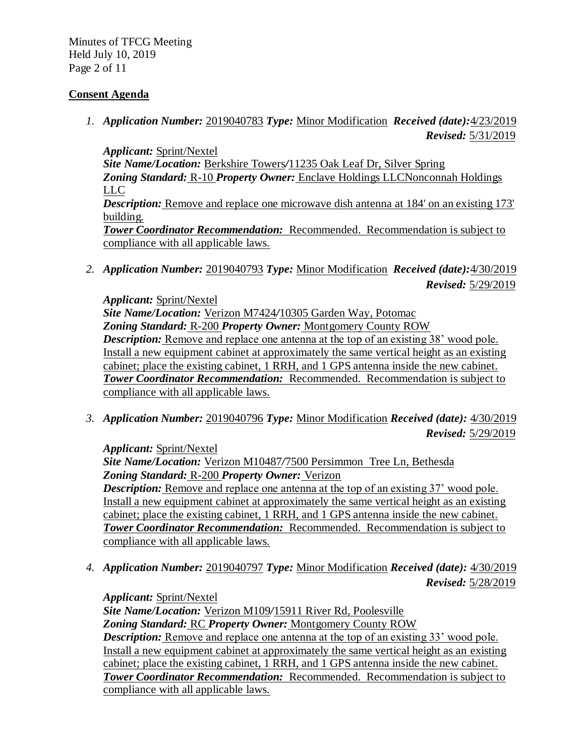## Consent Agenda

1. ***Application Number:*** 2019040783 ***Type:*** Minor Modification ***Received (date):*** 4/23/2019 ***Revised:*** 5/31/2019

   ***Applicant:*** Sprint/Nextel
   ***Site Name/Location:*** Berkshire Towers/11235 Oak Leaf Dr, Silver Spring
   ***Zoning Standard:*** R-10 ***Property Owner:*** Enclave Holdings LLCNonconnah Holdings LLC
   ***Description:*** Remove and replace one microwave dish antenna at 184' on an existing 173' building.
   ***Tower Coordinator Recommendation:*** Recommended. Recommendation is subject to compliance with all applicable laws.

2. ***Application Number:*** 2019040793 ***Type:*** Minor Modification ***Received (date):*** 4/30/2019 ***Revised:*** 5/29/2019

   ***Applicant:*** Sprint/Nextel
   ***Site Name/Location:*** Verizon M7424/10305 Garden Way, Potomac
   ***Zoning Standard:*** R-200 ***Property Owner:*** Montgomery County ROW
   ***Description:*** Remove and replace one antenna at the top of an existing 38' wood pole. Install a new equipment cabinet at approximately the same vertical height as an existing cabinet; place the existing cabinet, 1 RRH, and 1 GPS antenna inside the new cabinet.
   ***Tower Coordinator Recommendation:*** Recommended. Recommendation is subject to compliance with all applicable laws.

3. ***Application Number:*** 2019040796 ***Type:*** Minor Modification ***Received (date):*** 4/30/2019 ***Revised:*** 5/29/2019

   ***Applicant:*** Sprint/Nextel
   ***Site Name/Location:*** Verizon M10487/7500 Persimmon Tree Ln, Bethesda
   ***Zoning Standard:*** R-200 ***Property Owner:*** Verizon
   ***Description:*** Remove and replace one antenna at the top of an existing 37' wood pole. Install a new equipment cabinet at approximately the same vertical height as an existing cabinet; place the existing cabinet, 1 RRH, and 1 GPS antenna inside the new cabinet.
   ***Tower Coordinator Recommendation:*** Recommended. Recommendation is subject to compliance with all applicable laws.

4. ***Application Number:*** 2019040797 ***Type:*** Minor Modification ***Received (date):*** 4/30/2019 ***Revised:*** 5/28/2019

   ***Applicant:*** Sprint/Nextel
   ***Site Name/Location:*** Verizon M109/15911 River Rd, Poolesville
   ***Zoning Standard:*** RC ***Property Owner:*** Montgomery County ROW
   ***Description:*** Remove and replace one antenna at the top of an existing 33' wood pole. Install a new equipment cabinet at approximately the same vertical height as an existing cabinet; place the existing cabinet, 1 RRH, and 1 GPS antenna inside the new cabinet.
   ***Tower Coordinator Recommendation:*** Recommended. Recommendation is subject to compliance with all applicable laws.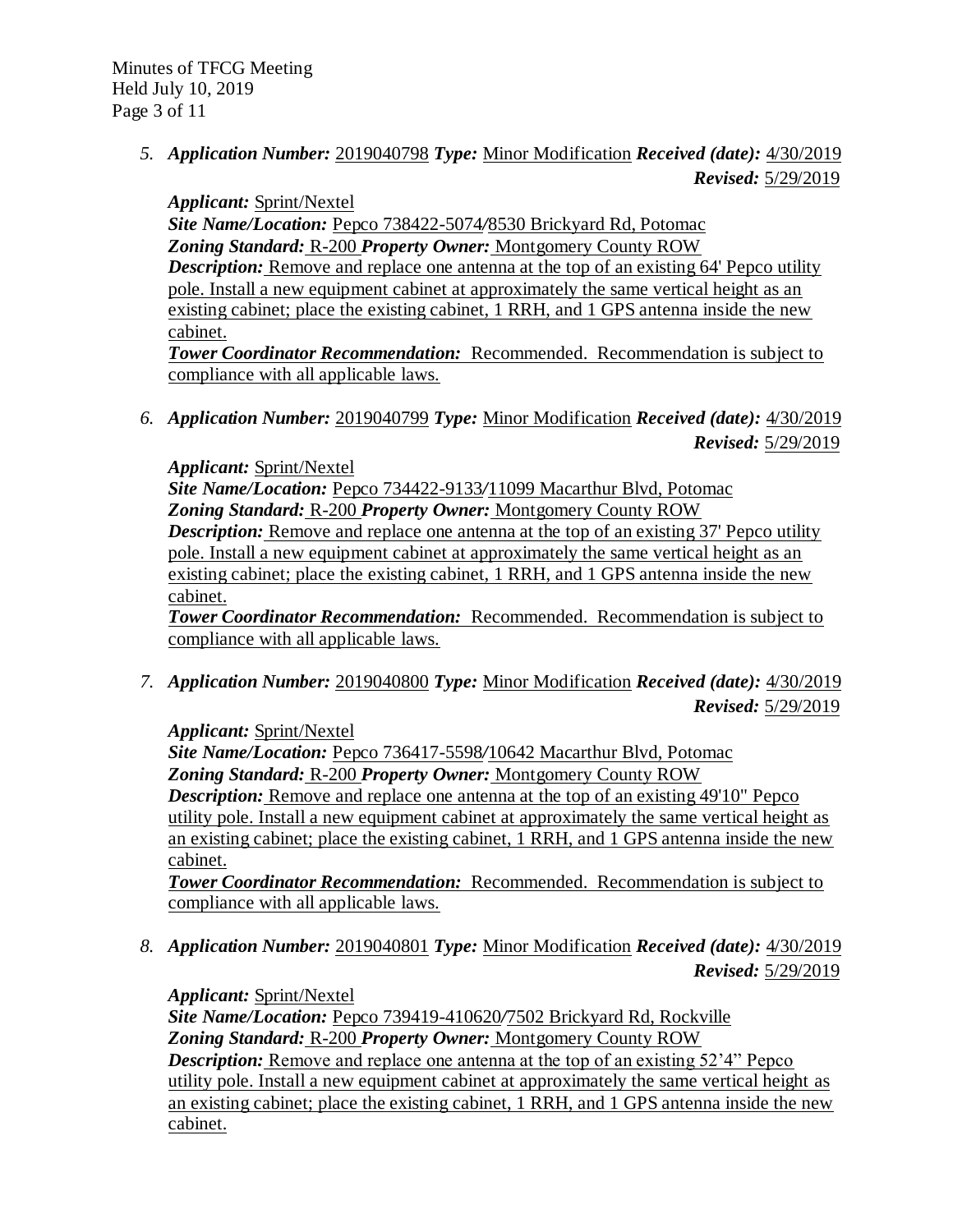5. ***Application Number:*** 2019040798 ***Type:*** Minor Modification ***Received (date):*** 4/30/2019 ***Revised:*** 5/29/2019

   ***Applicant:*** Sprint/Nextel
   ***Site Name/Location:*** Pepco 738422-5074/8530 Brickyard Rd, Potomac
   ***Zoning Standard:*** R-200 ***Property Owner:*** Montgomery County ROW
   ***Description:*** Remove and replace one antenna at the top of an existing 64' Pepco utility pole. Install a new equipment cabinet at approximately the same vertical height as an existing cabinet; place the existing cabinet, 1 RRH, and 1 GPS antenna inside the new cabinet.
   ***Tower Coordinator Recommendation:*** Recommended. Recommendation is subject to compliance with all applicable laws.

6. ***Application Number:*** 2019040799 ***Type:*** Minor Modification ***Received (date):*** 4/30/2019 ***Revised:*** 5/29/2019

   ***Applicant:*** Sprint/Nextel
   ***Site Name/Location:*** Pepco 734422-9133/11099 Macarthur Blvd, Potomac
   ***Zoning Standard:*** R-200 ***Property Owner:*** Montgomery County ROW
   ***Description:*** Remove and replace one antenna at the top of an existing 37' Pepco utility pole. Install a new equipment cabinet at approximately the same vertical height as an existing cabinet; place the existing cabinet, 1 RRH, and 1 GPS antenna inside the new cabinet.
   ***Tower Coordinator Recommendation:*** Recommended. Recommendation is subject to compliance with all applicable laws.

7. ***Application Number:*** 2019040800 ***Type:*** Minor Modification ***Received (date):*** 4/30/2019 ***Revised:*** 5/29/2019

   ***Applicant:*** Sprint/Nextel
   ***Site Name/Location:*** Pepco 736417-5598/10642 Macarthur Blvd, Potomac
   ***Zoning Standard:*** R-200 ***Property Owner:*** Montgomery County ROW
   ***Description:*** Remove and replace one antenna at the top of an existing 49'10" Pepco utility pole. Install a new equipment cabinet at approximately the same vertical height as an existing cabinet; place the existing cabinet, 1 RRH, and 1 GPS antenna inside the new cabinet.
   ***Tower Coordinator Recommendation:*** Recommended. Recommendation is subject to compliance with all applicable laws.

8. ***Application Number:*** 2019040801 ***Type:*** Minor Modification ***Received (date):*** 4/30/2019 ***Revised:*** 5/29/2019

   ***Applicant:*** Sprint/Nextel
   ***Site Name/Location:*** Pepco 739419-410620/7502 Brickyard Rd, Rockville
   ***Zoning Standard:*** R-200 ***Property Owner:*** Montgomery County ROW
   ***Description:*** Remove and replace one antenna at the top of an existing 52'4" Pepco utility pole. Install a new equipment cabinet at approximately the same vertical height as an existing cabinet; place the existing cabinet, 1 RRH, and 1 GPS antenna inside the new cabinet.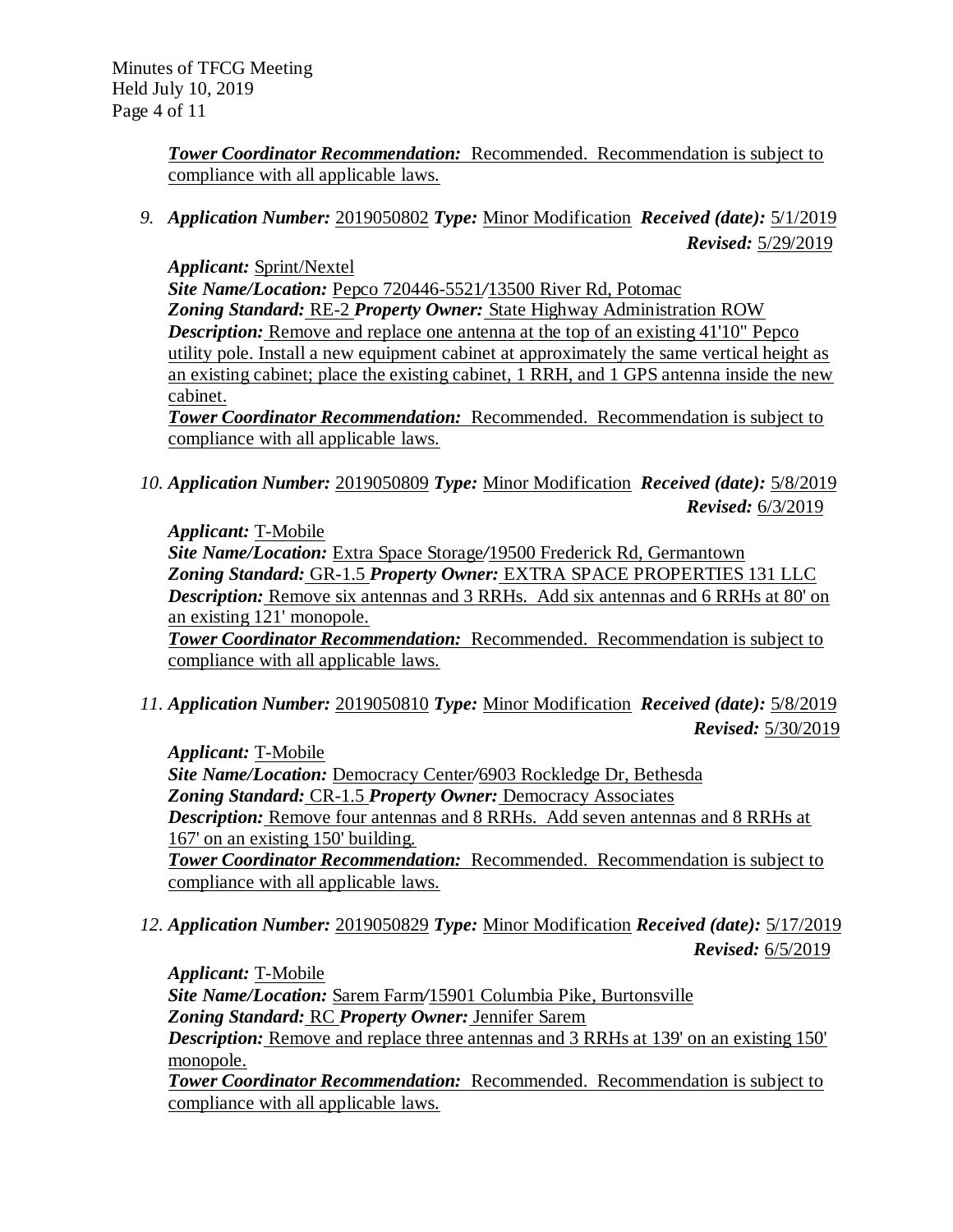***Tower Coordinator Recommendation:*** Recommended. Recommendation is subject to compliance with all applicable laws.

9. ***Application Number:*** 2019050802 ***Type:*** Minor Modification ***Received (date):*** 5/1/2019
***Revised:*** 5/29/2019

***Applicant:*** Sprint/Nextel
***Site Name/Location:*** Pepco 720446-5521/13500 River Rd, Potomac
***Zoning Standard:*** RE-2 ***Property Owner:*** State Highway Administration ROW
***Description:*** Remove and replace one antenna at the top of an existing 41'10" Pepco utility pole. Install a new equipment cabinet at approximately the same vertical height as an existing cabinet; place the existing cabinet, 1 RRH, and 1 GPS antenna inside the new cabinet.
***Tower Coordinator Recommendation:*** Recommended. Recommendation is subject to compliance with all applicable laws.

10. ***Application Number:*** 2019050809 ***Type:*** Minor Modification ***Received (date):*** 5/8/2019
***Revised:*** 6/3/2019

***Applicant:*** T-Mobile
***Site Name/Location:*** Extra Space Storage/19500 Frederick Rd, Germantown
***Zoning Standard:*** GR-1.5 ***Property Owner:*** EXTRA SPACE PROPERTIES 131 LLC
***Description:*** Remove six antennas and 3 RRHs. Add six antennas and 6 RRHs at 80' on an existing 121' monopole.
***Tower Coordinator Recommendation:*** Recommended. Recommendation is subject to compliance with all applicable laws.

11. ***Application Number:*** 2019050810 ***Type:*** Minor Modification ***Received (date):*** 5/8/2019
***Revised:*** 5/30/2019

***Applicant:*** T-Mobile
***Site Name/Location:*** Democracy Center/6903 Rockledge Dr, Bethesda
***Zoning Standard:*** CR-1.5 ***Property Owner:*** Democracy Associates
***Description:*** Remove four antennas and 8 RRHs. Add seven antennas and 8 RRHs at 167' on an existing 150' building.
***Tower Coordinator Recommendation:*** Recommended. Recommendation is subject to compliance with all applicable laws.

12. ***Application Number:*** 2019050829 ***Type:*** Minor Modification ***Received (date):*** 5/17/2019
***Revised:*** 6/5/2019

***Applicant:*** T-Mobile
***Site Name/Location:*** Sarem Farm/15901 Columbia Pike, Burtonsville
***Zoning Standard:*** RC ***Property Owner:*** Jennifer Sarem
***Description:*** Remove and replace three antennas and 3 RRHs at 139' on an existing 150' monopole.
***Tower Coordinator Recommendation:*** Recommended. Recommendation is subject to compliance with all applicable laws.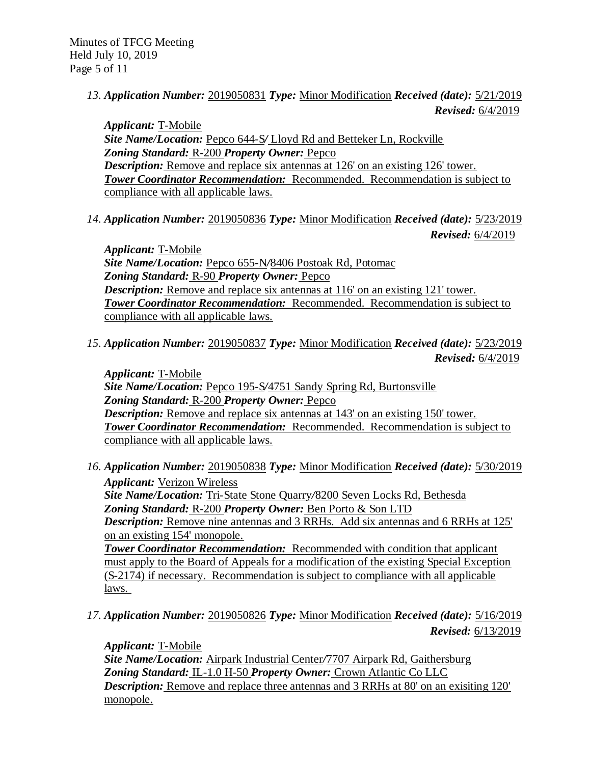13. ***Application Number:*** 2019050831 ***Type:*** Minor Modification ***Received (date):*** 5/21/2019
***Revised:*** 6/4/2019

***Applicant:*** T-Mobile
***Site Name/Location:*** Pepco 644-S/ Lloyd Rd and Betteker Ln, Rockville
***Zoning Standard:*** R-200 ***Property Owner:*** Pepco
***Description:*** Remove and replace six antennas at 126' on an existing 126' tower.
***Tower Coordinator Recommendation:*** Recommended. Recommendation is subject to compliance with all applicable laws.

14. ***Application Number:*** 2019050836 ***Type:*** Minor Modification ***Received (date):*** 5/23/2019
***Revised:*** 6/4/2019

***Applicant:*** T-Mobile
***Site Name/Location:*** Pepco 655-N/8406 Postoak Rd, Potomac
***Zoning Standard:*** R-90 ***Property Owner:*** Pepco
***Description:*** Remove and replace six antennas at 116' on an existing 121' tower.
***Tower Coordinator Recommendation:*** Recommended. Recommendation is subject to compliance with all applicable laws.

15. ***Application Number:*** 2019050837 ***Type:*** Minor Modification ***Received (date):*** 5/23/2019
***Revised:*** 6/4/2019

***Applicant:*** T-Mobile
***Site Name/Location:*** Pepco 195-S/4751 Sandy Spring Rd, Burtonsville
***Zoning Standard:*** R-200 ***Property Owner:*** Pepco
***Description:*** Remove and replace six antennas at 143' on an existing 150' tower.
***Tower Coordinator Recommendation:*** Recommended. Recommendation is subject to compliance with all applicable laws.

16. ***Application Number:*** 2019050838 ***Type:*** Minor Modification ***Received (date):*** 5/30/2019
***Applicant:*** Verizon Wireless
***Site Name/Location:*** Tri-State Stone Quarry/8200 Seven Locks Rd, Bethesda
***Zoning Standard:*** R-200 ***Property Owner:*** Ben Porto & Son LTD
***Description:*** Remove nine antennas and 3 RRHs. Add six antennas and 6 RRHs at 125' on an existing 154' monopole.
***Tower Coordinator Recommendation:*** Recommended with condition that applicant must apply to the Board of Appeals for a modification of the existing Special Exception (S-2174) if necessary. Recommendation is subject to compliance with all applicable laws.

17. ***Application Number:*** 2019050826 ***Type:*** Minor Modification ***Received (date):*** 5/16/2019
***Revised:*** 6/13/2019

***Applicant:*** T-Mobile
***Site Name/Location:*** Airpark Industrial Center/7707 Airpark Rd, Gaithersburg
***Zoning Standard:*** IL-1.0 H-50 ***Property Owner:*** Crown Atlantic Co LLC
***Description:*** Remove and replace three antennas and 3 RRHs at 80' on an exisiting 120' monopole.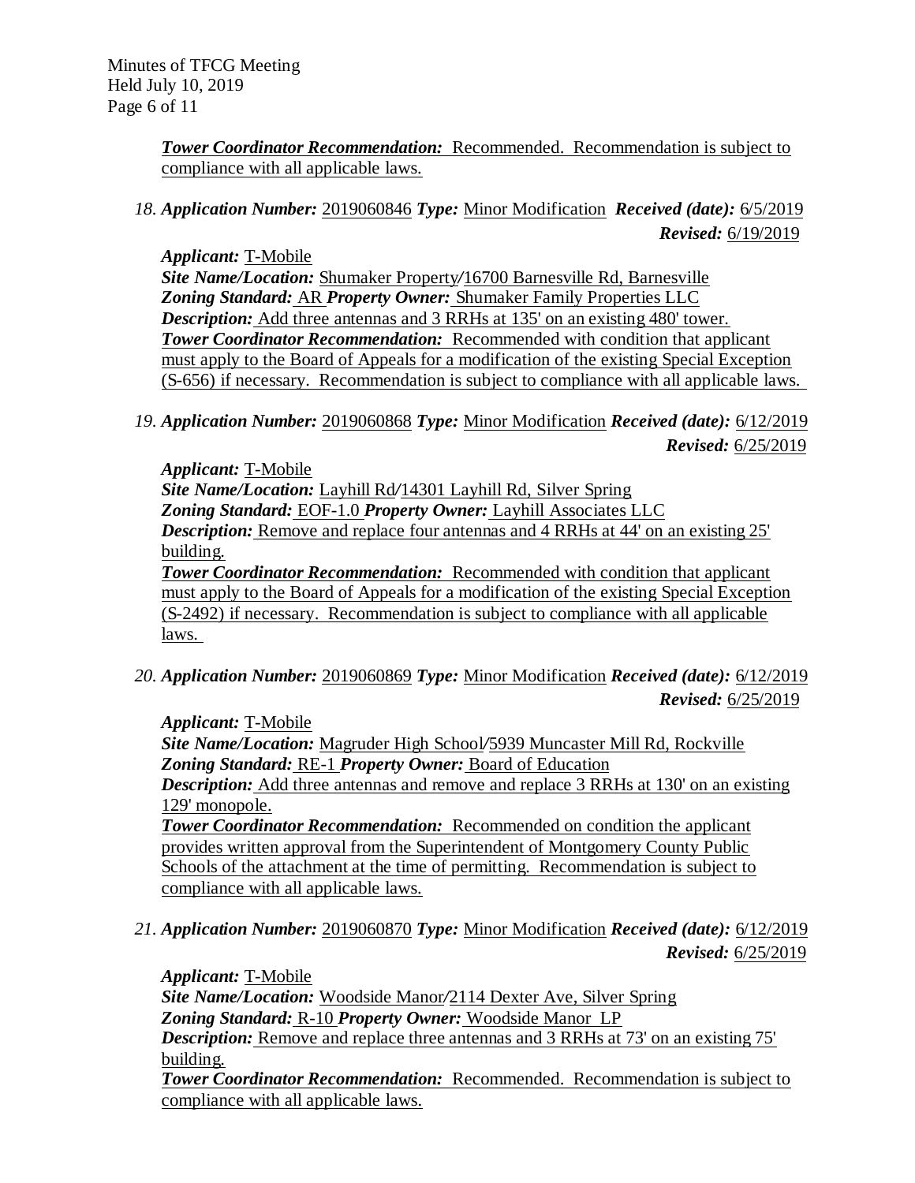***Tower Coordinator Recommendation:*** Recommended. Recommendation is subject to compliance with all applicable laws.

*18.* ***Application Number:*** 2019060846 ***Type:*** Minor Modification ***Received (date):*** 6/5/2019 ***Revised:*** 6/19/2019

***Applicant:*** T-Mobile
***Site Name/Location:*** Shumaker Property/16700 Barnesville Rd, Barnesville
***Zoning Standard:*** AR ***Property Owner:*** Shumaker Family Properties LLC
***Description:*** Add three antennas and 3 RRHs at 135' on an existing 480' tower.
***Tower Coordinator Recommendation:*** Recommended with condition that applicant must apply to the Board of Appeals for a modification of the existing Special Exception (S-656) if necessary. Recommendation is subject to compliance with all applicable laws.

*19.* ***Application Number:*** 2019060868 ***Type:*** Minor Modification ***Received (date):*** 6/12/2019 ***Revised:*** 6/25/2019

***Applicant:*** T-Mobile
***Site Name/Location:*** Layhill Rd/14301 Layhill Rd, Silver Spring
***Zoning Standard:*** EOF-1.0 ***Property Owner:*** Layhill Associates LLC
***Description:*** Remove and replace four antennas and 4 RRHs at 44' on an existing 25' building.
***Tower Coordinator Recommendation:*** Recommended with condition that applicant must apply to the Board of Appeals for a modification of the existing Special Exception (S-2492) if necessary. Recommendation is subject to compliance with all applicable laws.

*20.* ***Application Number:*** 2019060869 ***Type:*** Minor Modification ***Received (date):*** 6/12/2019 ***Revised:*** 6/25/2019

***Applicant:*** T-Mobile
***Site Name/Location:*** Magruder High School/5939 Muncaster Mill Rd, Rockville
***Zoning Standard:*** RE-1 ***Property Owner:*** Board of Education
***Description:*** Add three antennas and remove and replace 3 RRHs at 130' on an existing 129' monopole.
***Tower Coordinator Recommendation:*** Recommended on condition the applicant provides written approval from the Superintendent of Montgomery County Public Schools of the attachment at the time of permitting. Recommendation is subject to compliance with all applicable laws.

*21.* ***Application Number:*** 2019060870 ***Type:*** Minor Modification ***Received (date):*** 6/12/2019 ***Revised:*** 6/25/2019

***Applicant:*** T-Mobile
***Site Name/Location:*** Woodside Manor/2114 Dexter Ave, Silver Spring
***Zoning Standard:*** R-10 ***Property Owner:*** Woodside Manor LP
***Description:*** Remove and replace three antennas and 3 RRHs at 73' on an existing 75' building.
***Tower Coordinator Recommendation:*** Recommended. Recommendation is subject to compliance with all applicable laws.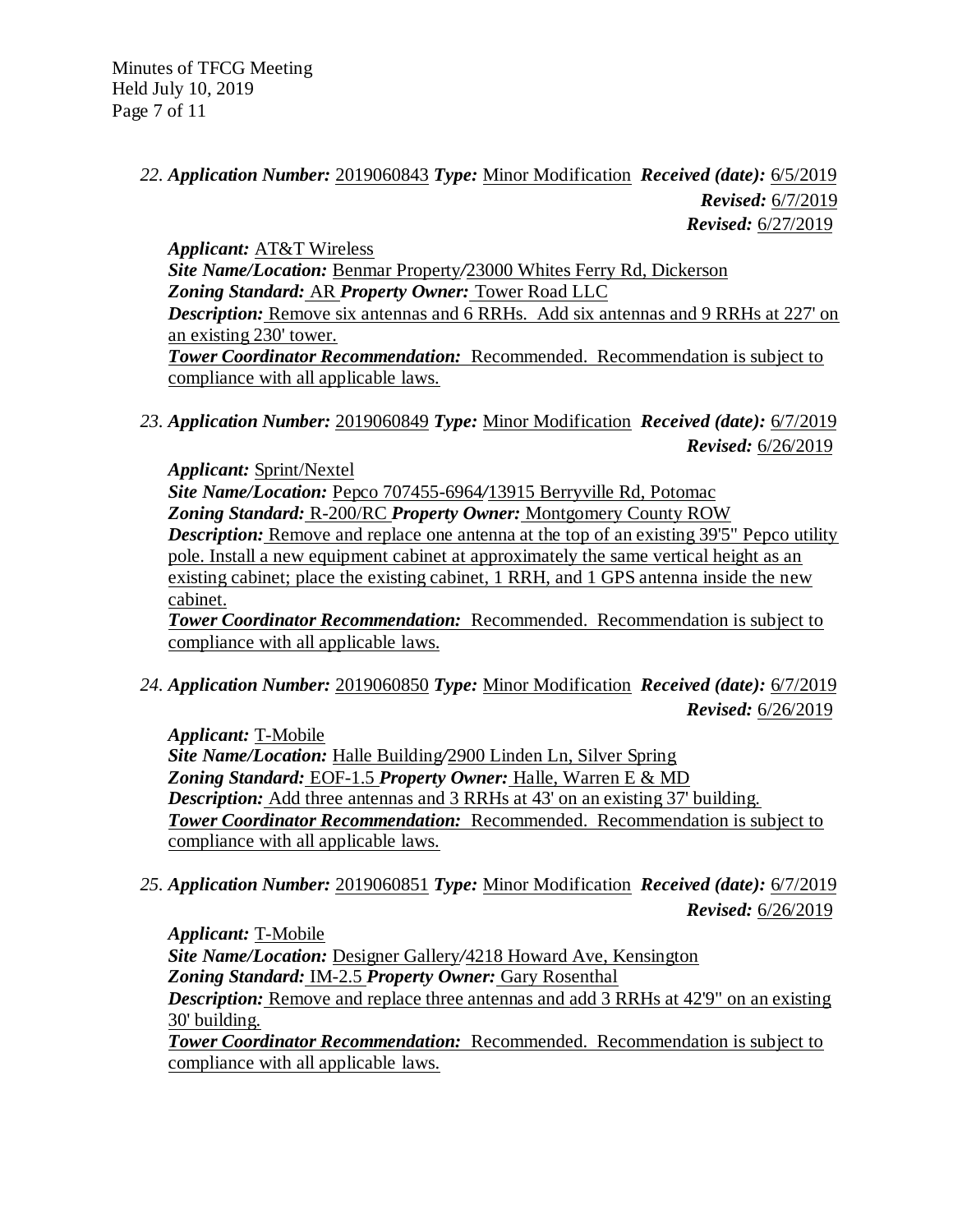22. ***Application Number:*** 2019060843 ***Type:*** Minor Modification ***Received (date):*** 6/5/2019
***Revised:*** 6/7/2019
***Revised:*** 6/27/2019

***Applicant:*** AT&T Wireless
***Site Name/Location:*** Benmar Property/23000 Whites Ferry Rd, Dickerson
***Zoning Standard:*** AR ***Property Owner:*** Tower Road LLC
***Description:*** Remove six antennas and 6 RRHs. Add six antennas and 9 RRHs at 227' on an existing 230' tower.
***Tower Coordinator Recommendation:*** Recommended. Recommendation is subject to compliance with all applicable laws.

23. ***Application Number:*** 2019060849 ***Type:*** Minor Modification ***Received (date):*** 6/7/2019
***Revised:*** 6/26/2019

***Applicant:*** Sprint/Nextel
***Site Name/Location:*** Pepco 707455-6964/13915 Berryville Rd, Potomac
***Zoning Standard:*** R-200/RC ***Property Owner:*** Montgomery County ROW
***Description:*** Remove and replace one antenna at the top of an existing 39'5" Pepco utility pole. Install a new equipment cabinet at approximately the same vertical height as an existing cabinet; place the existing cabinet, 1 RRH, and 1 GPS antenna inside the new cabinet.
***Tower Coordinator Recommendation:*** Recommended. Recommendation is subject to compliance with all applicable laws.

24. ***Application Number:*** 2019060850 ***Type:*** Minor Modification ***Received (date):*** 6/7/2019
***Revised:*** 6/26/2019

***Applicant:*** T-Mobile
***Site Name/Location:*** Halle Building/2900 Linden Ln, Silver Spring
***Zoning Standard:*** EOF-1.5 ***Property Owner:*** Halle, Warren E & MD
***Description:*** Add three antennas and 3 RRHs at 43' on an existing 37' building.
***Tower Coordinator Recommendation:*** Recommended. Recommendation is subject to compliance with all applicable laws.

25. ***Application Number:*** 2019060851 ***Type:*** Minor Modification ***Received (date):*** 6/7/2019
***Revised:*** 6/26/2019

***Applicant:*** T-Mobile
***Site Name/Location:*** Designer Gallery/4218 Howard Ave, Kensington
***Zoning Standard:*** IM-2.5 ***Property Owner:*** Gary Rosenthal
***Description:*** Remove and replace three antennas and add 3 RRHs at 42'9" on an existing 30' building.
***Tower Coordinator Recommendation:*** Recommended. Recommendation is subject to compliance with all applicable laws.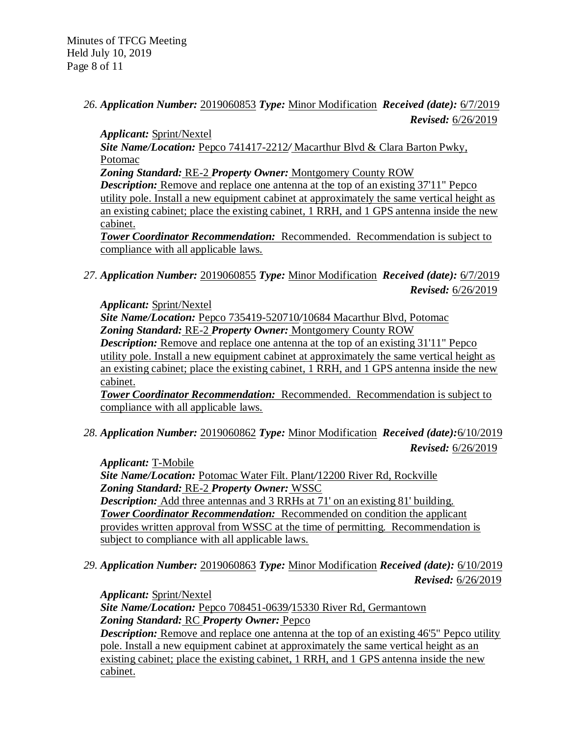26. ***Application Number:*** 2019060853 ***Type:*** Minor Modification ***Received (date):*** 6/7/2019 ***Revised:*** 6/26/2019

***Applicant:*** Sprint/Nextel
***Site Name/Location:*** Pepco 741417-2212/ Macarthur Blvd & Clara Barton Pwky, Potomac
***Zoning Standard:*** RE-2 ***Property Owner:*** Montgomery County ROW
***Description:*** Remove and replace one antenna at the top of an existing 37'11" Pepco utility pole. Install a new equipment cabinet at approximately the same vertical height as an existing cabinet; place the existing cabinet, 1 RRH, and 1 GPS antenna inside the new cabinet.
***Tower Coordinator Recommendation:*** Recommended. Recommendation is subject to compliance with all applicable laws.

27. ***Application Number:*** 2019060855 ***Type:*** Minor Modification ***Received (date):*** 6/7/2019 ***Revised:*** 6/26/2019

***Applicant:*** Sprint/Nextel
***Site Name/Location:*** Pepco 735419-520710/10684 Macarthur Blvd, Potomac
***Zoning Standard:*** RE-2 ***Property Owner:*** Montgomery County ROW
***Description:*** Remove and replace one antenna at the top of an existing 31'11" Pepco utility pole. Install a new equipment cabinet at approximately the same vertical height as an existing cabinet; place the existing cabinet, 1 RRH, and 1 GPS antenna inside the new cabinet.
***Tower Coordinator Recommendation:*** Recommended. Recommendation is subject to compliance with all applicable laws.

28. ***Application Number:*** 2019060862 ***Type:*** Minor Modification ***Received (date):*** 6/10/2019 ***Revised:*** 6/26/2019

***Applicant:*** T-Mobile
***Site Name/Location:*** Potomac Water Filt. Plant/12200 River Rd, Rockville
***Zoning Standard:*** RE-2 ***Property Owner:*** WSSC
***Description:*** Add three antennas and 3 RRHs at 71' on an existing 81' building.
***Tower Coordinator Recommendation:*** Recommended on condition the applicant provides written approval from WSSC at the time of permitting. Recommendation is subject to compliance with all applicable laws.

29. ***Application Number:*** 2019060863 ***Type:*** Minor Modification ***Received (date):*** 6/10/2019 ***Revised:*** 6/26/2019

***Applicant:*** Sprint/Nextel
***Site Name/Location:*** Pepco 708451-0639/15330 River Rd, Germantown
***Zoning Standard:*** RC ***Property Owner:*** Pepco
***Description:*** Remove and replace one antenna at the top of an existing 46'5" Pepco utility pole. Install a new equipment cabinet at approximately the same vertical height as an existing cabinet; place the existing cabinet, 1 RRH, and 1 GPS antenna inside the new cabinet.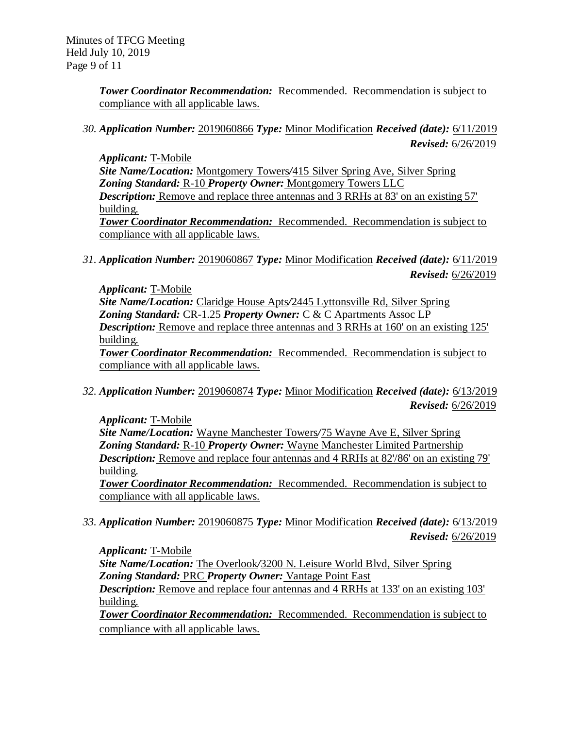***Tower Coordinator Recommendation:*** Recommended. Recommendation is subject to compliance with all applicable laws.

30. ***Application Number:*** 2019060866 ***Type:*** Minor Modification ***Received (date):*** 6/11/2019 ***Revised:*** 6/26/2019

***Applicant:*** T-Mobile
***Site Name/Location:*** Montgomery Towers/415 Silver Spring Ave, Silver Spring
***Zoning Standard:*** R-10 ***Property Owner:*** Montgomery Towers LLC
***Description:*** Remove and replace three antennas and 3 RRHs at 83' on an existing 57' building.
***Tower Coordinator Recommendation:*** Recommended. Recommendation is subject to compliance with all applicable laws.

31. ***Application Number:*** 2019060867 ***Type:*** Minor Modification ***Received (date):*** 6/11/2019 ***Revised:*** 6/26/2019

***Applicant:*** T-Mobile
***Site Name/Location:*** Claridge House Apts/2445 Lyttonsville Rd, Silver Spring
***Zoning Standard:*** CR-1.25 ***Property Owner:*** C & C Apartments Assoc LP
***Description:*** Remove and replace three antennas and 3 RRHs at 160' on an existing 125' building.
***Tower Coordinator Recommendation:*** Recommended. Recommendation is subject to compliance with all applicable laws.

32. ***Application Number:*** 2019060874 ***Type:*** Minor Modification ***Received (date):*** 6/13/2019 ***Revised:*** 6/26/2019

***Applicant:*** T-Mobile
***Site Name/Location:*** Wayne Manchester Towers/75 Wayne Ave E, Silver Spring
***Zoning Standard:*** R-10 ***Property Owner:*** Wayne Manchester Limited Partnership
***Description:*** Remove and replace four antennas and 4 RRHs at 82'/86' on an existing 79' building.
***Tower Coordinator Recommendation:*** Recommended. Recommendation is subject to compliance with all applicable laws.

33. ***Application Number:*** 2019060875 ***Type:*** Minor Modification ***Received (date):*** 6/13/2019 ***Revised:*** 6/26/2019

***Applicant:*** T-Mobile
***Site Name/Location:*** The Overlook/3200 N. Leisure World Blvd, Silver Spring
***Zoning Standard:*** PRC ***Property Owner:*** Vantage Point East
***Description:*** Remove and replace four antennas and 4 RRHs at 133' on an existing 103' building.
***Tower Coordinator Recommendation:*** Recommended. Recommendation is subject to compliance with all applicable laws.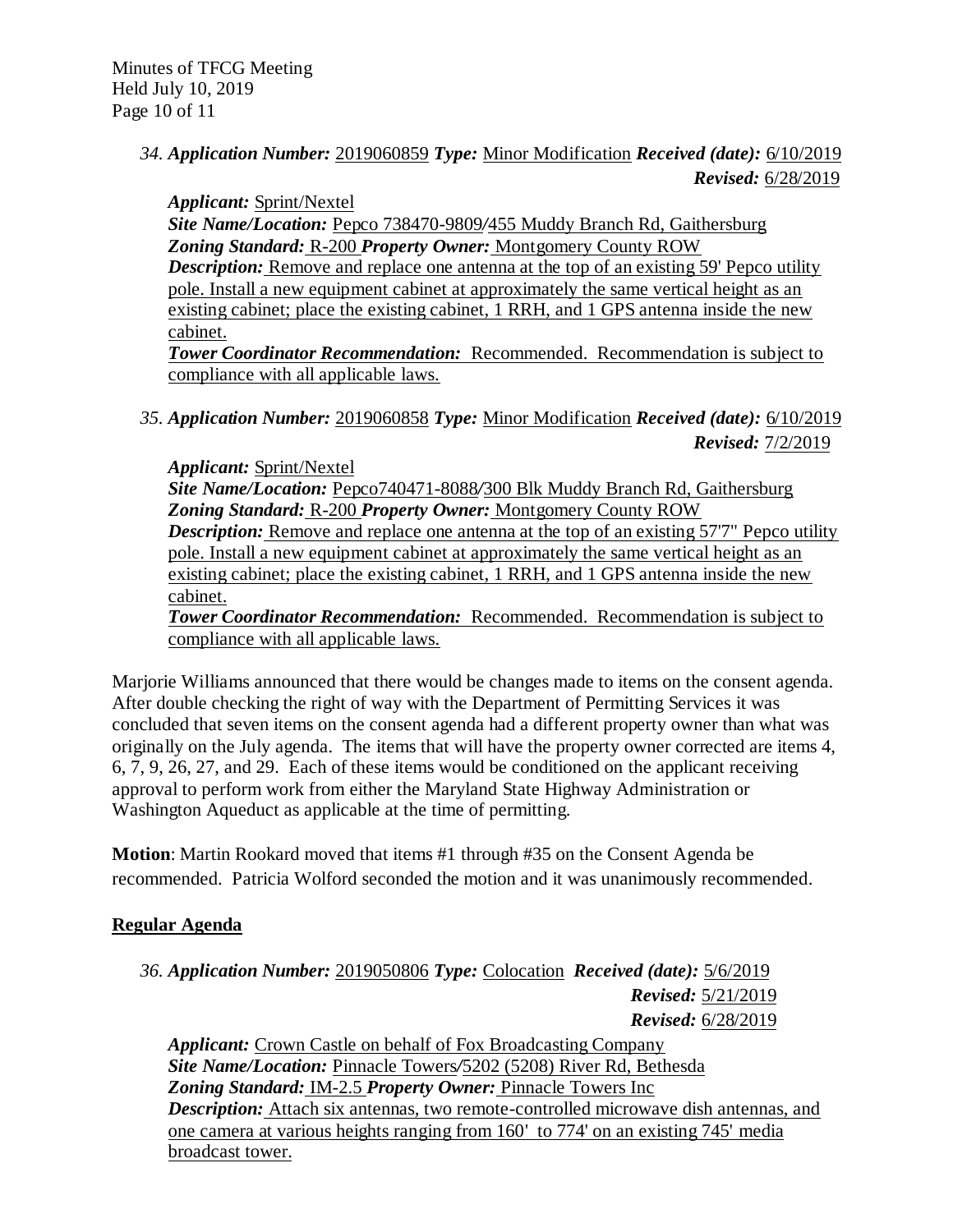*34.* ***Application Number:*** 2019060859 ***Type:*** Minor Modification ***Received (date):*** 6/10/2019
***Revised:*** 6/28/2019

***Applicant:*** Sprint/Nextel
***Site Name/Location:*** Pepco 738470-9809/455 Muddy Branch Rd, Gaithersburg
***Zoning Standard:*** R-200 ***Property Owner:*** Montgomery County ROW
***Description:*** Remove and replace one antenna at the top of an existing 59' Pepco utility pole. Install a new equipment cabinet at approximately the same vertical height as an existing cabinet; place the existing cabinet, 1 RRH, and 1 GPS antenna inside the new cabinet.
***Tower Coordinator Recommendation:*** Recommended. Recommendation is subject to compliance with all applicable laws.

*35.* ***Application Number:*** 2019060858 ***Type:*** Minor Modification ***Received (date):*** 6/10/2019
***Revised:*** 7/2/2019

***Applicant:*** Sprint/Nextel
***Site Name/Location:*** Pepco740471-8088/300 Blk Muddy Branch Rd, Gaithersburg
***Zoning Standard:*** R-200 ***Property Owner:*** Montgomery County ROW
***Description:*** Remove and replace one antenna at the top of an existing 57'7" Pepco utility pole. Install a new equipment cabinet at approximately the same vertical height as an existing cabinet; place the existing cabinet, 1 RRH, and 1 GPS antenna inside the new cabinet.
***Tower Coordinator Recommendation:*** Recommended. Recommendation is subject to compliance with all applicable laws.

Marjorie Williams announced that there would be changes made to items on the consent agenda. After double checking the right of way with the Department of Permitting Services it was concluded that seven items on the consent agenda had a different property owner than what was originally on the July agenda. The items that will have the property owner corrected are items 4, 6, 7, 9, 26, 27, and 29. Each of these items would be conditioned on the applicant receiving approval to perform work from either the Maryland State Highway Administration or Washington Aqueduct as applicable at the time of permitting.

**Motion**: Martin Rookard moved that items #1 through #35 on the Consent Agenda be recommended. Patricia Wolford seconded the motion and it was unanimously recommended.

## Regular Agenda

*36.* ***Application Number:*** 2019050806 ***Type:*** Colocation ***Received (date):*** 5/6/2019
***Revised:*** 5/21/2019
***Revised:*** 6/28/2019

***Applicant:*** Crown Castle on behalf of Fox Broadcasting Company
***Site Name/Location:*** Pinnacle Towers/5202 (5208) River Rd, Bethesda
***Zoning Standard:*** IM-2.5 ***Property Owner:*** Pinnacle Towers Inc
***Description:*** Attach six antennas, two remote-controlled microwave dish antennas, and one camera at various heights ranging from 160' to 774' on an existing 745' media broadcast tower.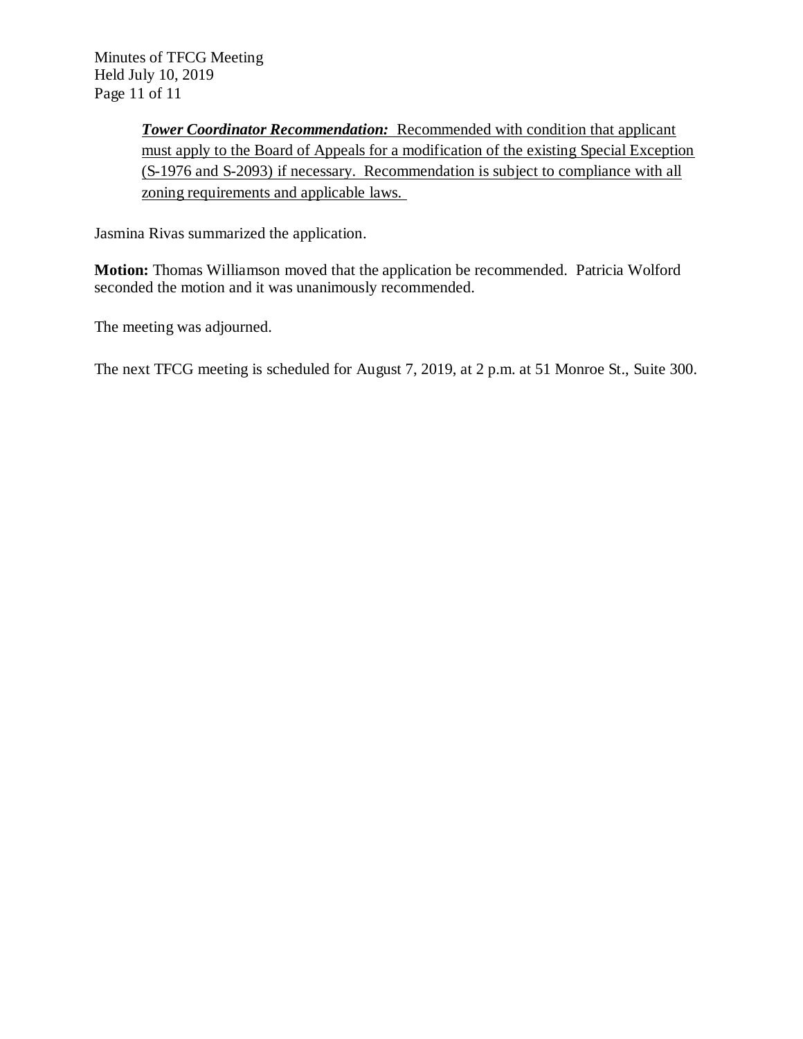***Tower Coordinator Recommendation:*** Recommended with condition that applicant must apply to the Board of Appeals for a modification of the existing Special Exception (S-1976 and S-2093) if necessary. Recommendation is subject to compliance with all zoning requirements and applicable laws.

Jasmina Rivas summarized the application.

**Motion:** Thomas Williamson moved that the application be recommended. Patricia Wolford seconded the motion and it was unanimously recommended.

The meeting was adjourned.

The next TFCG meeting is scheduled for August 7, 2019, at 2 p.m. at 51 Monroe St., Suite 300.